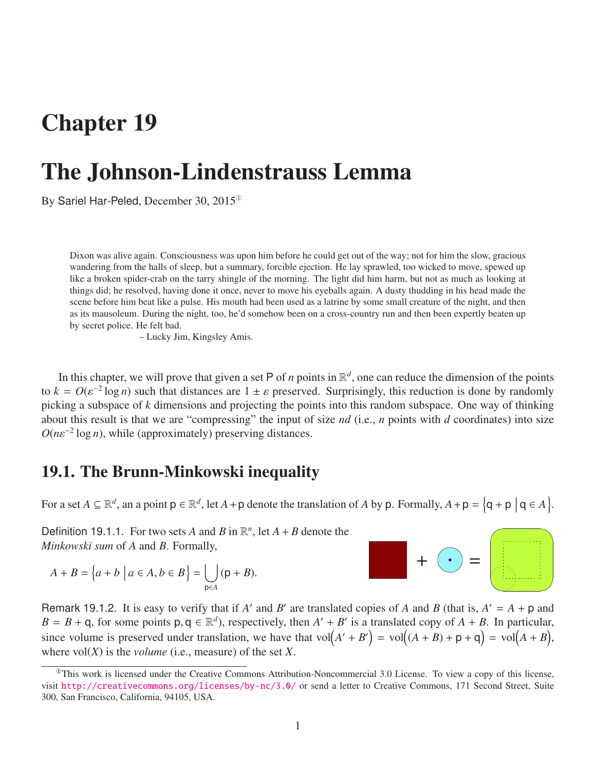# Chapter 19

# The Johnson-Lindenstrauss Lemma

By Sariel Har-Peled, December 30, 2015[1]

> Dixon was alive again. Consciousness was upon him before he could get out of the way; not for him the slow, gracious wandering from the halls of sleep, but a summary, forcible ejection. He lay sprawled, too wicked to move, spewed up like a broken spider-crab on the tarry shingle of the morning. The light did him harm, but not as much as looking at things did; he resolved, having done it once, never to move his eyeballs again. A dusty thudding in his head made the scene before him beat like a pulse. His mouth had been used as a latrine by some small creature of the night, and then as its mausoleum. During the night, too, he'd somehow been on a cross-country run and then been expertly beaten up by secret police. He felt bad.
>
> – Lucky Jim, Kingsley Amis.

In this chapter, we will prove that given a set $\mathsf{P}$ of $n$ points in $\mathbb{R}^d$, one can reduce the dimension of the points to $k = O(\varepsilon^{-2} \log n)$ such that distances are $1 \pm \varepsilon$ preserved. Surprisingly, this reduction is done by randomly picking a subspace of $k$ dimensions and projecting the points into this random subspace. One way of thinking about this result is that we are "compressing" the input of size $nd$ (i.e., $n$ points with $d$ coordinates) into size $O(n\varepsilon^{-2} \log n)$, while (approximately) preserving distances.

## 19.1. The Brunn-Minkowski inequality

For a set $A \subseteq \mathbb{R}^d$, an a point $\mathsf{p} \in \mathbb{R}^d$, let $A + \mathsf{p}$ denote the translation of $A$ by $\mathsf{p}$. Formally, $A + \mathsf{p} = \left\{ \mathsf{q} + \mathsf{p} \;\middle|\; \mathsf{q} \in A \right\}$.

**Definition 19.1.1.** For two sets $A$ and $B$ in $\mathbb{R}^n$, let $A + B$ denote the *Minkowski sum* of $A$ and $B$. Formally,

$$A + B = \left\{ a + b \;\middle|\; a \in A, b \in B \right\} = \bigcup_{\mathsf{p} \in A} (\mathsf{p} + B).$$

**Remark 19.1.2.** It is easy to verify that if $A'$ and $B'$ are translated copies of $A$ and $B$ (that is, $A' = A + \mathsf{p}$ and $B = B + \mathsf{q}$, for some points $\mathsf{p}, \mathsf{q} \in \mathbb{R}^d$), respectively, then $A' + B'$ is a translated copy of $A + B$. In particular, since volume is preserved under translation, we have that $\mathrm{vol}\left(A' + B'\right) = \mathrm{vol}\left((A + B) + \mathsf{p} + \mathsf{q}\right) = \mathrm{vol}\left(A + B\right)$, where $\mathrm{vol}(X)$ is the *volume* (i.e., measure) of the set $X$.

[1] This work is licensed under the Creative Commons Attribution-Noncommercial 3.0 License. To view a copy of this license, visit http://creativecommons.org/licenses/by-nc/3.0/ or send a letter to Creative Commons, 171 Second Street, Suite 300, San Francisco, California, 94105, USA.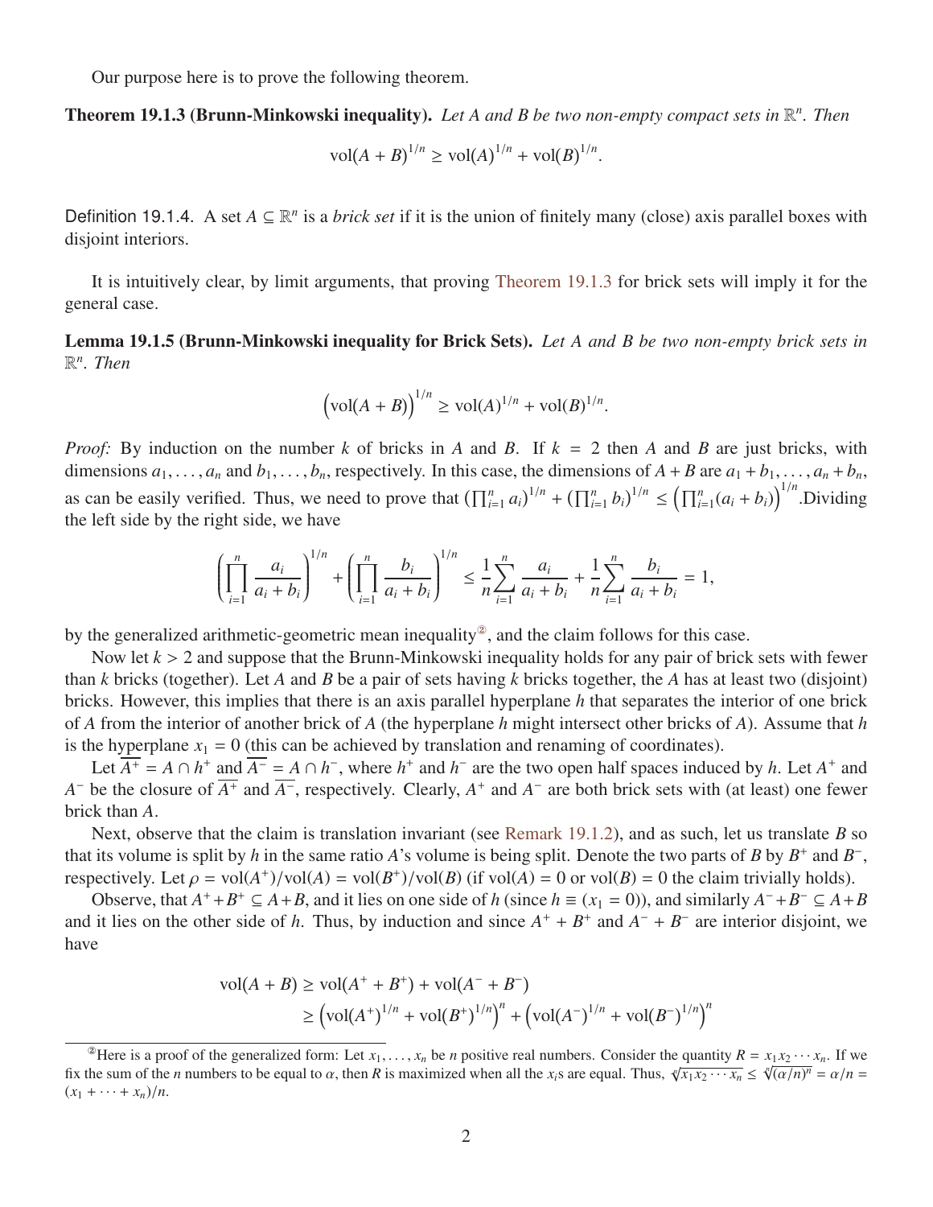Our purpose here is to prove the following theorem.

**Theorem 19.1.3 (Brunn-Minkowski inequality).** *Let A and B be two non-empty compact sets in $\mathbb{R}^n$. Then*

$$\mathrm{vol}(A+B)^{1/n} \geq \mathrm{vol}(A)^{1/n} + \mathrm{vol}(B)^{1/n}.$$

Definition 19.1.4. A set $A \subseteq \mathbb{R}^n$ is a *brick set* if it is the union of finitely many (close) axis parallel boxes with disjoint interiors.

It is intuitively clear, by limit arguments, that proving Theorem 19.1.3 for brick sets will imply it for the general case.

**Lemma 19.1.5 (Brunn-Minkowski inequality for Brick Sets).** *Let A and B be two non-empty brick sets in $\mathbb{R}^n$. Then*

$$\Big(\mathrm{vol}(A+B)\Big)^{1/n} \geq \mathrm{vol}(A)^{1/n} + \mathrm{vol}(B)^{1/n}.$$

*Proof:* By induction on the number $k$ of bricks in $A$ and $B$. If $k = 2$ then $A$ and $B$ are just bricks, with dimensions $a_1, \ldots, a_n$ and $b_1, \ldots, b_n$, respectively. In this case, the dimensions of $A + B$ are $a_1 + b_1, \ldots, a_n + b_n$, as can be easily verified. Thus, we need to prove that $\left(\prod_{i=1}^n a_i\right)^{1/n} + \left(\prod_{i=1}^n b_i\right)^{1/n} \leq \left(\prod_{i=1}^n (a_i + b_i)\right)^{1/n}$.Dividing the left side by the right side, we have

$$\left(\prod_{i=1}^n \frac{a_i}{a_i + b_i}\right)^{1/n} + \left(\prod_{i=1}^n \frac{b_i}{a_i + b_i}\right)^{1/n} \leq \frac{1}{n}\sum_{i=1}^n \frac{a_i}{a_i + b_i} + \frac{1}{n}\sum_{i=1}^n \frac{b_i}{a_i + b_i} = 1,$$

by the generalized arithmetic-geometric mean inequality[2], and the claim follows for this case.

Now let $k > 2$ and suppose that the Brunn-Minkowski inequality holds for any pair of brick sets with fewer than $k$ bricks (together). Let $A$ and $B$ be a pair of sets having $k$ bricks together, the $A$ has at least two (disjoint) bricks. However, this implies that there is an axis parallel hyperplane $h$ that separates the interior of one brick of $A$ from the interior of another brick of $A$ (the hyperplane $h$ might intersect other bricks of $A$). Assume that $h$ is the hyperplane $x_1 = 0$ (this can be achieved by translation and renaming of coordinates).

Let $\overline{A^+} = A \cap h^+$ and $\overline{A^-} = A \cap h^-$, where $h^+$ and $h^-$ are the two open half spaces induced by $h$. Let $A^+$ and $A^-$ be the closure of $\overline{A^+}$ and $\overline{A^-}$, respectively. Clearly, $A^+$ and $A^-$ are both brick sets with (at least) one fewer brick than $A$.

Next, observe that the claim is translation invariant (see Remark 19.1.2), and as such, let us translate $B$ so that its volume is split by $h$ in the same ratio $A$'s volume is being split. Denote the two parts of $B$ by $B^+$ and $B^-$, respectively. Let $\rho = \mathrm{vol}(A^+)/\mathrm{vol}(A) = \mathrm{vol}(B^+)/\mathrm{vol}(B)$ (if $\mathrm{vol}(A) = 0$ or $\mathrm{vol}(B) = 0$ the claim trivially holds).

Observe, that $A^+ + B^+ \subseteq A + B$, and it lies on one side of $h$ (since $h \equiv (x_1 = 0)$), and similarly $A^- + B^- \subseteq A + B$ and it lies on the other side of $h$. Thus, by induction and since $A^+ + B^+$ and $A^- + B^-$ are interior disjoint, we have

$$\begin{aligned}
\mathrm{vol}(A+B) &\geq \mathrm{vol}(A^+ + B^+) + \mathrm{vol}(A^- + B^-) \\
&\geq \left(\mathrm{vol}(A^+)^{1/n} + \mathrm{vol}(B^+)^{1/n}\right)^n + \left(\mathrm{vol}(A^-)^{1/n} + \mathrm{vol}(B^-)^{1/n}\right)^n
\end{aligned}$$

---

[2] Here is a proof of the generalized form: Let $x_1, \ldots, x_n$ be $n$ positive real numbers. Consider the quantity $R = x_1 x_2 \cdots x_n$. If we fix the sum of the $n$ numbers to be equal to $\alpha$, then $R$ is maximized when all the $x_i$s are equal. Thus, $\sqrt[n]{x_1 x_2 \cdots x_n} \leq \sqrt[n]{(\alpha/n)^n} = \alpha/n = (x_1 + \cdots + x_n)/n$.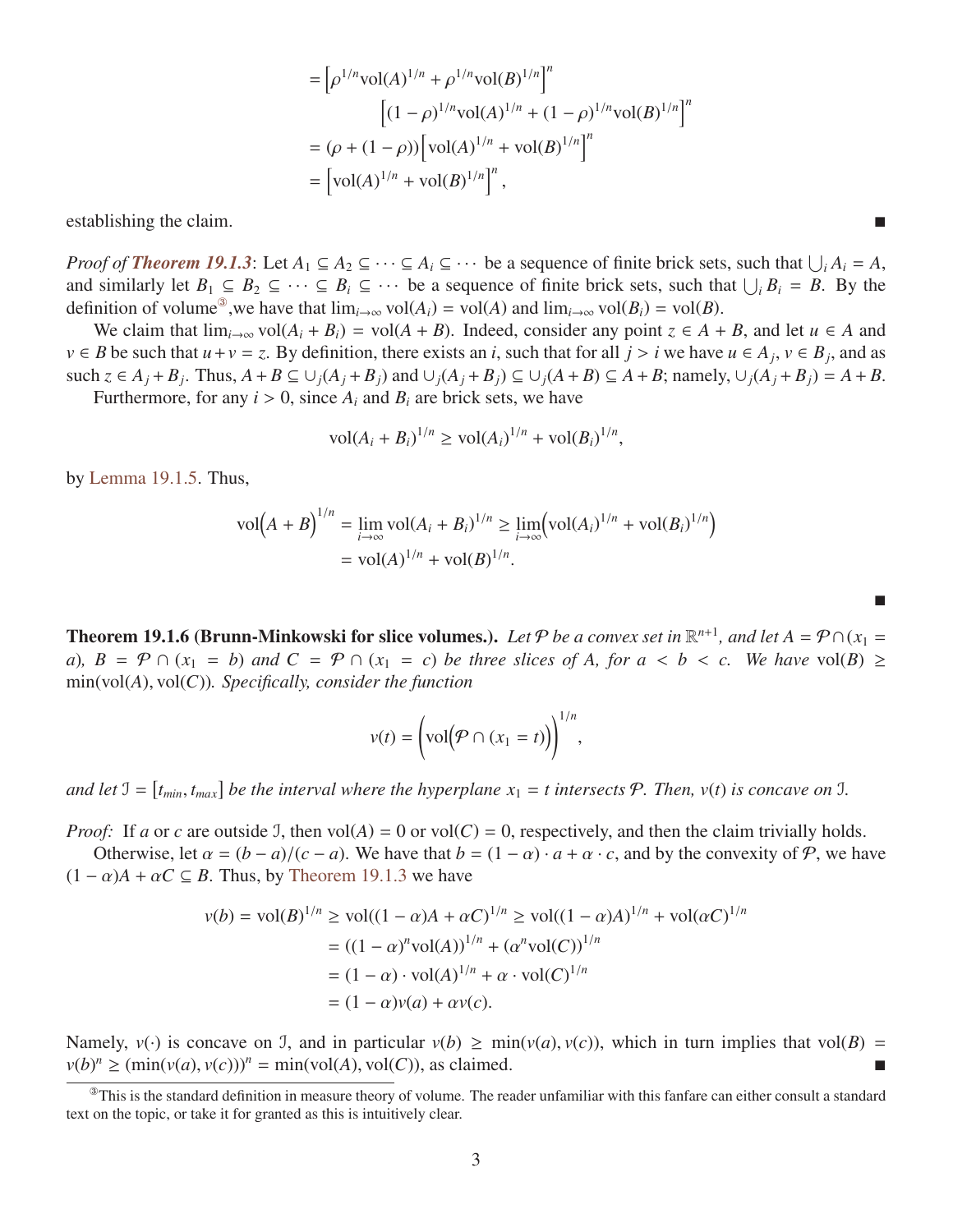$$
\begin{aligned}
&= \Big[\rho^{1/n}\mathrm{vol}(A)^{1/n} + \rho^{1/n}\mathrm{vol}(B)^{1/n}\Big]^n \\
&\qquad \Big[(1-\rho)^{1/n}\mathrm{vol}(A)^{1/n} + (1-\rho)^{1/n}\mathrm{vol}(B)^{1/n}\Big]^n \\
&= (\rho + (1-\rho))\Big[\mathrm{vol}(A)^{1/n} + \mathrm{vol}(B)^{1/n}\Big]^n \\
&= \Big[\mathrm{vol}(A)^{1/n} + \mathrm{vol}(B)^{1/n}\Big]^n,
\end{aligned}
$$

establishing the claim. ■

*Proof of **Theorem 19.1.3***: Let $A_1 \subseteq A_2 \subseteq \cdots \subseteq A_i \subseteq \cdots$ be a sequence of finite brick sets, such that $\bigcup_i A_i = A$, and similarly let $B_1 \subseteq B_2 \subseteq \cdots \subseteq B_i \subseteq \cdots$ be a sequence of finite brick sets, such that $\bigcup_i B_i = B$. By the definition of volume[3],we have that $\lim_{i\to\infty} \mathrm{vol}(A_i) = \mathrm{vol}(A)$ and $\lim_{i\to\infty} \mathrm{vol}(B_i) = \mathrm{vol}(B)$.

We claim that $\lim_{i\to\infty} \mathrm{vol}(A_i + B_i) = \mathrm{vol}(A + B)$. Indeed, consider any point $z \in A + B$, and let $u \in A$ and $v \in B$ be such that $u + v = z$. By definition, there exists an $i$, such that for all $j > i$ we have $u \in A_j$, $v \in B_j$, and as such $z \in A_j + B_j$. Thus, $A + B \subseteq \cup_j (A_j + B_j)$ and $\cup_j (A_j + B_j) \subseteq \cup_j (A + B) \subseteq A + B$; namely, $\cup_j (A_j + B_j) = A + B$.

Furthermore, for any $i > 0$, since $A_i$ and $B_i$ are brick sets, we have

$$
\mathrm{vol}(A_i + B_i)^{1/n} \ge \mathrm{vol}(A_i)^{1/n} + \mathrm{vol}(B_i)^{1/n},
$$

by Lemma 19.1.5. Thus,

$$
\begin{aligned}
\mathrm{vol}\Big(A + B\Big)^{1/n} &= \lim_{i\to\infty} \mathrm{vol}(A_i + B_i)^{1/n} \ge \lim_{i\to\infty}\Big(\mathrm{vol}(A_i)^{1/n} + \mathrm{vol}(B_i)^{1/n}\Big) \\
&= \mathrm{vol}(A)^{1/n} + \mathrm{vol}(B)^{1/n}.
\end{aligned}
$$

■

**Theorem 19.1.6 (Brunn-Minkowski for slice volumes.).** *Let $\mathcal{P}$ be a convex set in $\mathbb{R}^{n+1}$, and let $A = \mathcal{P} \cap (x_1 = a)$, $B = \mathcal{P} \cap (x_1 = b)$ and $C = \mathcal{P} \cap (x_1 = c)$ be three slices of $A$, for $a < b < c$. We have $\mathrm{vol}(B) \ge \min(\mathrm{vol}(A), \mathrm{vol}(C))$. Specifically, consider the function*

$$
v(t) = \Big(\mathrm{vol}\Big(\mathcal{P} \cap (x_1 = t)\Big)\Big)^{1/n},
$$

*and let $\mathcal{I} = [t_{min}, t_{max}]$ be the interval where the hyperplane $x_1 = t$ intersects $\mathcal{P}$. Then, $v(t)$ is concave on $\mathcal{I}$.*

*Proof:* If $a$ or $c$ are outside $\mathcal{I}$, then $\mathrm{vol}(A) = 0$ or $\mathrm{vol}(C) = 0$, respectively, and then the claim trivially holds.

Otherwise, let $\alpha = (b - a)/(c - a)$. We have that $b = (1 - \alpha) \cdot a + \alpha \cdot c$, and by the convexity of $\mathcal{P}$, we have $(1 - \alpha)A + \alpha C \subseteq B$. Thus, by Theorem 19.1.3 we have

$$
\begin{aligned}
v(b) = \mathrm{vol}(B)^{1/n} &\ge \mathrm{vol}((1-\alpha)A + \alpha C)^{1/n} \ge \mathrm{vol}((1-\alpha)A)^{1/n} + \mathrm{vol}(\alpha C)^{1/n} \\
&= ((1-\alpha)^n \mathrm{vol}(A))^{1/n} + (\alpha^n \mathrm{vol}(C))^{1/n} \\
&= (1-\alpha) \cdot \mathrm{vol}(A)^{1/n} + \alpha \cdot \mathrm{vol}(C)^{1/n} \\
&= (1-\alpha)v(a) + \alpha v(c).
\end{aligned}
$$

Namely, $v(\cdot)$ is concave on $\mathcal{I}$, and in particular $v(b) \ge \min(v(a), v(c))$, which in turn implies that $\mathrm{vol}(B) = v(b)^n \ge (\min(v(a), v(c)))^n = \min(\mathrm{vol}(A), \mathrm{vol}(C))$, as claimed. ■

[3] This is the standard definition in measure theory of volume. The reader unfamiliar with this fanfare can either consult a standard text on the topic, or take it for granted as this is intuitively clear.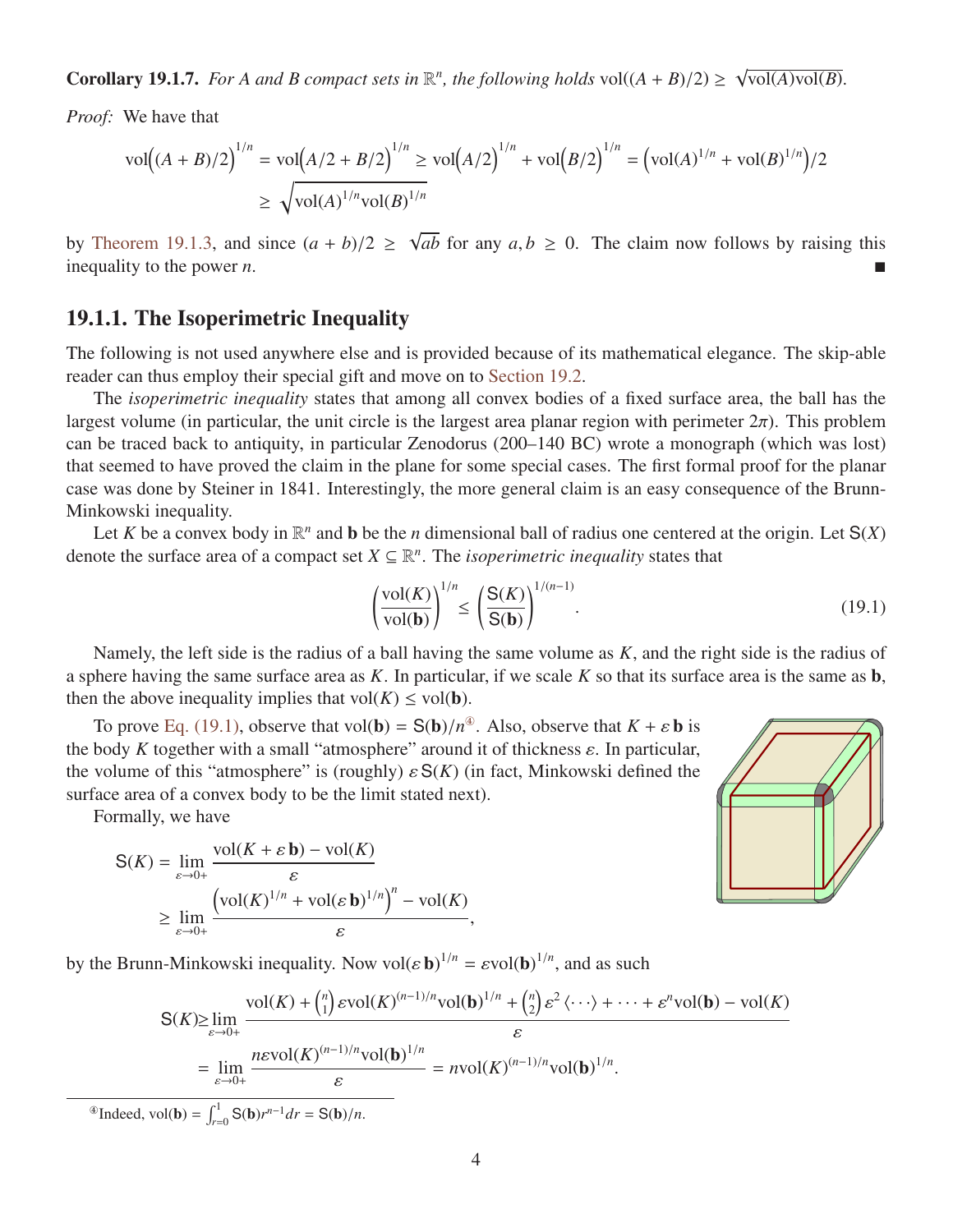**Corollary 19.1.7.** *For $A$ and $B$ compact sets in $\mathbb{R}^n$, the following holds* $\mathrm{vol}((A+B)/2) \geq \sqrt{\mathrm{vol}(A)\mathrm{vol}(B)}$.

*Proof:* We have that

$$\mathrm{vol}\big((A+B)/2\big)^{1/n} = \mathrm{vol}\big(A/2 + B/2\big)^{1/n} \geq \mathrm{vol}\big(A/2\big)^{1/n} + \mathrm{vol}\big(B/2\big)^{1/n} = \big(\mathrm{vol}(A)^{1/n} + \mathrm{vol}(B)^{1/n}\big)/2$$
$$\geq \sqrt{\mathrm{vol}(A)^{1/n}\mathrm{vol}(B)^{1/n}}$$

by Theorem 19.1.3, and since $(a+b)/2 \geq \sqrt{ab}$ for any $a, b \geq 0$. The claim now follows by raising this inequality to the power $n$. ∎

### 19.1.1. The Isoperimetric Inequality

The following is not used anywhere else and is provided because of its mathematical elegance. The skip-able reader can thus employ their special gift and move on to Section 19.2.

The *isoperimetric inequality* states that among all convex bodies of a fixed surface area, the ball has the largest volume (in particular, the unit circle is the largest area planar region with perimeter $2\pi$). This problem can be traced back to antiquity, in particular Zenodorus (200–140 BC) wrote a monograph (which was lost) that seemed to have proved the claim in the plane for some special cases. The first formal proof for the planar case was done by Steiner in 1841. Interestingly, the more general claim is an easy consequence of the Brunn-Minkowski inequality.

Let $K$ be a convex body in $\mathbb{R}^n$ and $\mathbf{b}$ be the $n$ dimensional ball of radius one centered at the origin. Let $\mathsf{S}(X)$ denote the surface area of a compact set $X \subseteq \mathbb{R}^n$. The *isoperimetric inequality* states that

$$\left(\frac{\mathrm{vol}(K)}{\mathrm{vol}(\mathbf{b})}\right)^{1/n} \leq \left(\frac{\mathsf{S}(K)}{\mathsf{S}(\mathbf{b})}\right)^{1/(n-1)}. \tag{19.1}$$

Namely, the left side is the radius of a ball having the same volume as $K$, and the right side is the radius of a sphere having the same surface area as $K$. In particular, if we scale $K$ so that its surface area is the same as $\mathbf{b}$, then the above inequality implies that $\mathrm{vol}(K) \leq \mathrm{vol}(\mathbf{b})$.

To prove Eq. (19.1), observe that $\mathrm{vol}(\mathbf{b}) = \mathsf{S}(\mathbf{b})/n$[4]. Also, observe that $K + \varepsilon\,\mathbf{b}$ is the body $K$ together with a small "atmosphere" around it of thickness $\varepsilon$. In particular, the volume of this "atmosphere" is (roughly) $\varepsilon\,\mathsf{S}(K)$ (in fact, Minkowski defined the surface area of a convex body to be the limit stated next).

Formally, we have

$$\mathsf{S}(K) = \lim_{\varepsilon \to 0+} \frac{\mathrm{vol}(K + \varepsilon\,\mathbf{b}) - \mathrm{vol}(K)}{\varepsilon}$$
$$\geq \lim_{\varepsilon \to 0+} \frac{\big(\mathrm{vol}(K)^{1/n} + \mathrm{vol}(\varepsilon\,\mathbf{b})^{1/n}\big)^n - \mathrm{vol}(K)}{\varepsilon},$$

by the Brunn-Minkowski inequality. Now $\mathrm{vol}(\varepsilon\,\mathbf{b})^{1/n} = \varepsilon \mathrm{vol}(\mathbf{b})^{1/n}$, and as such

$$\mathsf{S}(K) \geq \lim_{\varepsilon \to 0+} \frac{\mathrm{vol}(K) + \binom{n}{1}\varepsilon \mathrm{vol}(K)^{(n-1)/n}\mathrm{vol}(\mathbf{b})^{1/n} + \binom{n}{2}\varepsilon^2 \langle \cdots \rangle + \cdots + \varepsilon^n \mathrm{vol}(\mathbf{b}) - \mathrm{vol}(K)}{\varepsilon}$$
$$= \lim_{\varepsilon \to 0+} \frac{n\varepsilon \mathrm{vol}(K)^{(n-1)/n}\mathrm{vol}(\mathbf{b})^{1/n}}{\varepsilon} = n\mathrm{vol}(K)^{(n-1)/n}\mathrm{vol}(\mathbf{b})^{1/n}.$$

[4] Indeed, $\mathrm{vol}(\mathbf{b}) = \int_{r=0}^{1} \mathsf{S}(\mathbf{b}) r^{n-1} dr = \mathsf{S}(\mathbf{b})/n$.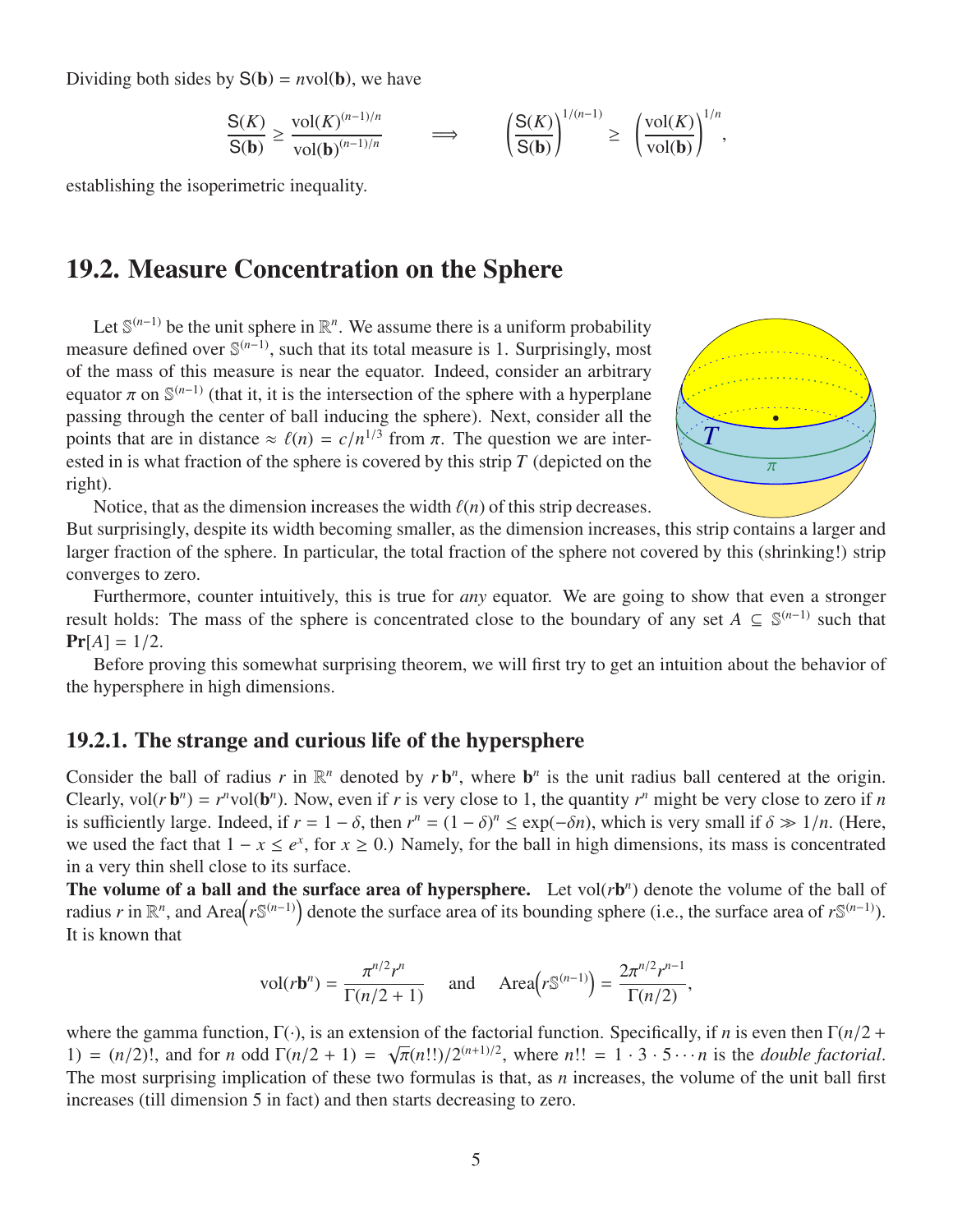Dividing both sides by $\mathsf{S}(\mathbf{b}) = n\text{vol}(\mathbf{b})$, we have

$$\frac{\mathsf{S}(K)}{\mathsf{S}(\mathbf{b})} \geq \frac{\text{vol}(K)^{(n-1)/n}}{\text{vol}(\mathbf{b})^{(n-1)/n}} \qquad \Longrightarrow \qquad \left(\frac{\mathsf{S}(K)}{\mathsf{S}(\mathbf{b})}\right)^{1/(n-1)} \geq \left(\frac{\text{vol}(K)}{\text{vol}(\mathbf{b})}\right)^{1/n},$$

establishing the isoperimetric inequality.

## 19.2. Measure Concentration on the Sphere

Let $\mathbb{S}^{(n-1)}$ be the unit sphere in $\mathbb{R}^n$. We assume there is a uniform probability measure defined over $\mathbb{S}^{(n-1)}$, such that its total measure is 1. Surprisingly, most of the mass of this measure is near the equator. Indeed, consider an arbitrary equator $\pi$ on $\mathbb{S}^{(n-1)}$ (that it, it is the intersection of the sphere with a hyperplane passing through the center of ball inducing the sphere). Next, consider all the points that are in distance $\approx \ell(n) = c/n^{1/3}$ from $\pi$. The question we are interested in is what fraction of the sphere is covered by this strip $T$ (depicted on the right).

Notice, that as the dimension increases the width $\ell(n)$ of this strip decreases. But surprisingly, despite its width becoming smaller, as the dimension increases, this strip contains a larger and larger fraction of the sphere. In particular, the total fraction of the sphere not covered by this (shrinking!) strip converges to zero.

Furthermore, counter intuitively, this is true for *any* equator. We are going to show that even a stronger result holds: The mass of the sphere is concentrated close to the boundary of any set $A \subseteq \mathbb{S}^{(n-1)}$ such that $\mathbf{Pr}[A] = 1/2$.

Before proving this somewhat surprising theorem, we will first try to get an intuition about the behavior of the hypersphere in high dimensions.

### 19.2.1. The strange and curious life of the hypersphere

Consider the ball of radius $r$ in $\mathbb{R}^n$ denoted by $r\,\mathbf{b}^n$, where $\mathbf{b}^n$ is the unit radius ball centered at the origin. Clearly, $\text{vol}(r\,\mathbf{b}^n) = r^n \text{vol}(\mathbf{b}^n)$. Now, even if $r$ is very close to 1, the quantity $r^n$ might be very close to zero if $n$ is sufficiently large. Indeed, if $r = 1 - \delta$, then $r^n = (1-\delta)^n \leq \exp(-\delta n)$, which is very small if $\delta \gg 1/n$. (Here, we used the fact that $1 - x \leq e^x$, for $x \geq 0$.) Namely, for the ball in high dimensions, its mass is concentrated in a very thin shell close to its surface.

**The volume of a ball and the surface area of hypersphere.** Let $\text{vol}(r\mathbf{b}^n)$ denote the volume of the ball of radius $r$ in $\mathbb{R}^n$, and $\text{Area}\left(r\mathbb{S}^{(n-1)}\right)$ denote the surface area of its bounding sphere (i.e., the surface area of $r\mathbb{S}^{(n-1)}$). It is known that

$$\text{vol}(r\mathbf{b}^n) = \frac{\pi^{n/2} r^n}{\Gamma(n/2+1)} \quad \text{ and } \quad \text{Area}\left(r\mathbb{S}^{(n-1)}\right) = \frac{2\pi^{n/2} r^{n-1}}{\Gamma(n/2)},$$

where the gamma function, $\Gamma(\cdot)$, is an extension of the factorial function. Specifically, if $n$ is even then $\Gamma(n/2+1) = (n/2)!$, and for $n$ odd $\Gamma(n/2+1) = \sqrt{\pi}(n!!)/2^{(n+1)/2}$, where $n!! = 1 \cdot 3 \cdot 5 \cdots n$ is the *double factorial*. The most surprising implication of these two formulas is that, as $n$ increases, the volume of the unit ball first increases (till dimension 5 in fact) and then starts decreasing to zero.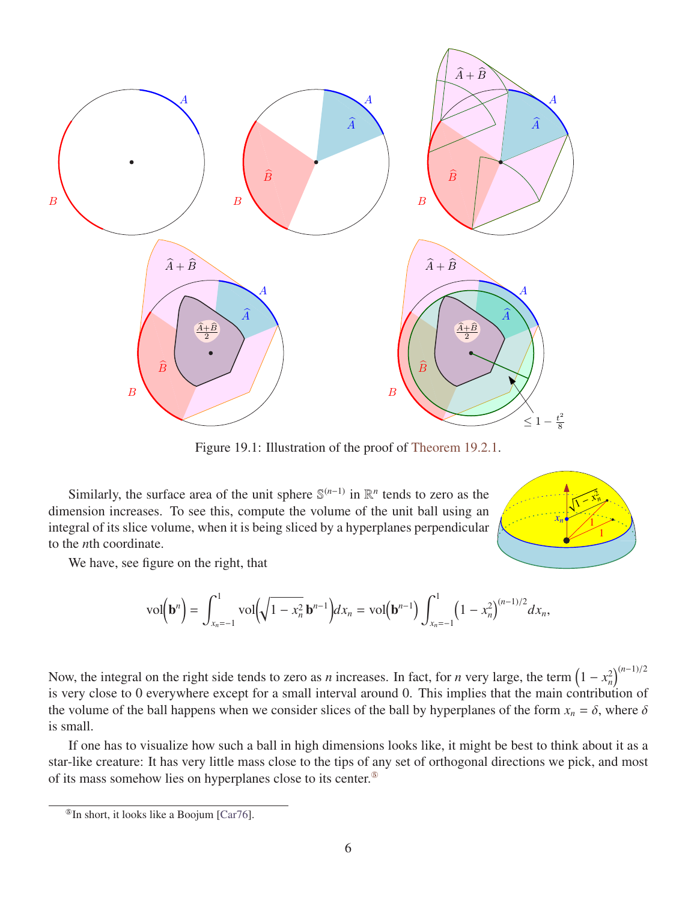Figure 19.1: Illustration of the proof of Theorem 19.2.1.

Similarly, the surface area of the unit sphere $\mathbb{S}^{(n-1)}$ in $\mathbb{R}^n$ tends to zero as the dimension increases. To see this, compute the volume of the unit ball using an integral of its slice volume, when it is being sliced by a hyperplanes perpendicular to the $n$th coordinate.

We have, see figure on the right, that

$$\mathrm{vol}\Big(\mathbf{b}^n\Big) = \int_{x_n=-1}^{1} \mathrm{vol}\Big(\sqrt{1-x_n^2}\,\mathbf{b}^{n-1}\Big) dx_n = \mathrm{vol}\Big(\mathbf{b}^{n-1}\Big) \int_{x_n=-1}^{1} \Big(1-x_n^2\Big)^{(n-1)/2} dx_n,$$

Now, the integral on the right side tends to zero as $n$ increases. In fact, for $n$ very large, the term $\left(1-x_n^2\right)^{(n-1)/2}$ is very close to 0 everywhere except for a small interval around 0. This implies that the main contribution of the volume of the ball happens when we consider slices of the ball by hyperplanes of the form $x_n = \delta$, where $\delta$ is small.

If one has to visualize how such a ball in high dimensions looks like, it might be best to think about it as a star-like creature: It has very little mass close to the tips of any set of orthogonal directions we pick, and most of its mass somehow lies on hyperplanes close to its center.[5]

[5] In short, it looks like a Boojum [Car76].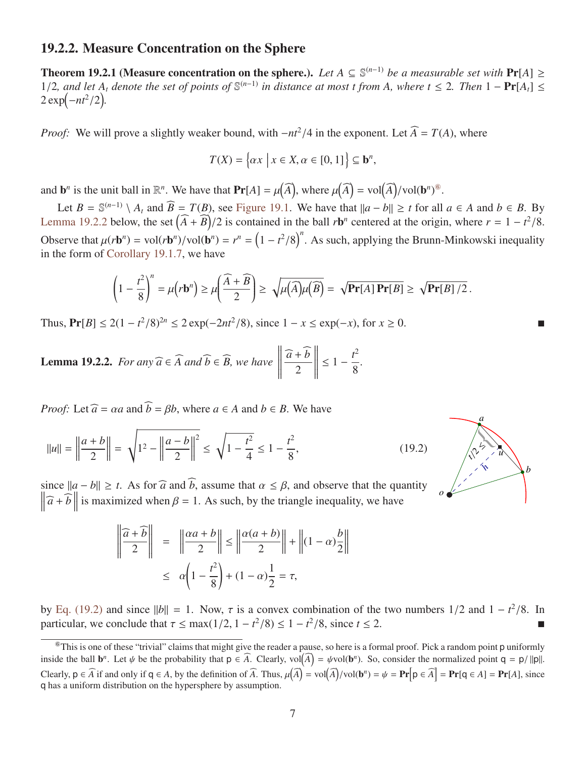### 19.2.2. Measure Concentration on the Sphere

**Theorem 19.2.1 (Measure concentration on the sphere.).** *Let $A \subseteq \mathbb{S}^{(n-1)}$ be a measurable set with $\mathbf{Pr}[A] \geq 1/2$, and let $A_t$ denote the set of points of $\mathbb{S}^{(n-1)}$ in distance at most $t$ from $A$, where $t \leq 2$. Then $1 - \mathbf{Pr}[A_t] \leq 2\exp\!\left(-nt^2/2\right)$.*

*Proof:* We will prove a slightly weaker bound, with $-nt^2/4$ in the exponent. Let $\widehat{A} = T(A)$, where

$$T(X) = \left\{ \alpha x \;\middle|\; x \in X, \alpha \in [0,1] \right\} \subseteq \mathbf{b}^n,$$

and $\mathbf{b}^n$ is the unit ball in $\mathbb{R}^n$. We have that $\mathbf{Pr}[A] = \mu\!\left(\widehat{A}\right)$, where $\mu\!\left(\widehat{A}\right) = \mathrm{vol}\!\left(\widehat{A}\right)/\mathrm{vol}(\mathbf{b}^n)$[6].

Let $B = \mathbb{S}^{(n-1)} \setminus A_t$ and $\widehat{B} = T(B)$, see Figure 19.1. We have that $\|a - b\| \geq t$ for all $a \in A$ and $b \in B$. By Lemma 19.2.2 below, the set $\left(\widehat{A} + \widehat{B}\right)/2$ is contained in the ball $r\mathbf{b}^n$ centered at the origin, where $r = 1 - t^2/8$. Observe that $\mu(r\mathbf{b}^n) = \mathrm{vol}(r\mathbf{b}^n)/\mathrm{vol}(\mathbf{b}^n) = r^n = \left(1 - t^2/8\right)^n$. As such, applying the Brunn-Minkowski inequality in the form of Corollary 19.1.7, we have

$$\left(1 - \frac{t^2}{8}\right)^n = \mu\!\left(r\mathbf{b}^n\right) \geq \mu\!\left(\frac{\widehat{A} + \widehat{B}}{2}\right) \geq \sqrt{\mu\!\left(\widehat{A}\right)\mu\!\left(\widehat{B}\right)} = \sqrt{\mathbf{Pr}[A]\,\mathbf{Pr}[B]} \geq \sqrt{\mathbf{Pr}[B]/2}\,.$$

Thus, $\mathbf{Pr}[B] \leq 2(1 - t^2/8)^{2n} \leq 2\exp(-2nt^2/8)$, since $1 - x \leq \exp(-x)$, for $x \geq 0$. ∎

**Lemma 19.2.2.** *For any $\widehat{a} \in \widehat{A}$ and $\widehat{b} \in \widehat{B}$, we have* $\left\|\dfrac{\widehat{a} + \widehat{b}}{2}\right\| \leq 1 - \dfrac{t^2}{8}$.

*Proof:* Let $\widehat{a} = \alpha a$ and $\widehat{b} = \beta b$, where $a \in A$ and $b \in B$. We have

$$\|u\| = \left\|\frac{a+b}{2}\right\| = \sqrt{1^2 - \left\|\frac{a-b}{2}\right\|^2} \leq \sqrt{1 - \frac{t^2}{4}} \leq 1 - \frac{t^2}{8}, \tag{19.2}$$

since $\|a - b\| \geq t$. As for $\widehat{a}$ and $\widehat{b}$, assume that $\alpha \leq \beta$, and observe that the quantity $\left\|\widehat{a} + \widehat{b}\right\|$ is maximized when $\beta = 1$. As such, by the triangle inequality, we have

$$\begin{aligned}
\left\|\frac{\widehat{a} + \widehat{b}}{2}\right\| &= \left\|\frac{\alpha a + b}{2}\right\| \leq \left\|\frac{\alpha(a+b)}{2}\right\| + \left\|(1-\alpha)\frac{b}{2}\right\| \\
&\leq \alpha\left(1 - \frac{t^2}{8}\right) + (1-\alpha)\frac{1}{2} = \tau,
\end{aligned}$$

by Eq. (19.2) and since $\|b\| = 1$. Now, $\tau$ is a convex combination of the two numbers $1/2$ and $1 - t^2/8$. In particular, we conclude that $\tau \leq \max(1/2, 1 - t^2/8) \leq 1 - t^2/8$, since $t \leq 2$. ∎

[6] This is one of these "trivial" claims that might give the reader a pause, so here is a formal proof. Pick a random point $\mathsf{p}$ uniformly inside the ball $\mathbf{b}^n$. Let $\psi$ be the probability that $\mathsf{p} \in \widehat{A}$. Clearly, $\mathrm{vol}\!\left(\widehat{A}\right) = \psi\mathrm{vol}(\mathbf{b}^n)$. So, consider the normalized point $\mathsf{q} = \mathsf{p}/\|\mathsf{p}\|$. Clearly, $\mathsf{p} \in \widehat{A}$ if and only if $\mathsf{q} \in A$, by the definition of $\widehat{A}$. Thus, $\mu\!\left(\widehat{A}\right) = \mathrm{vol}\!\left(\widehat{A}\right)/\mathrm{vol}(\mathbf{b}^n) = \psi = \mathbf{Pr}\!\left[\mathsf{p} \in \widehat{A}\right] = \mathbf{Pr}[\mathsf{q} \in A] = \mathbf{Pr}[A]$, since $\mathsf{q}$ has a uniform distribution on the hypersphere by assumption.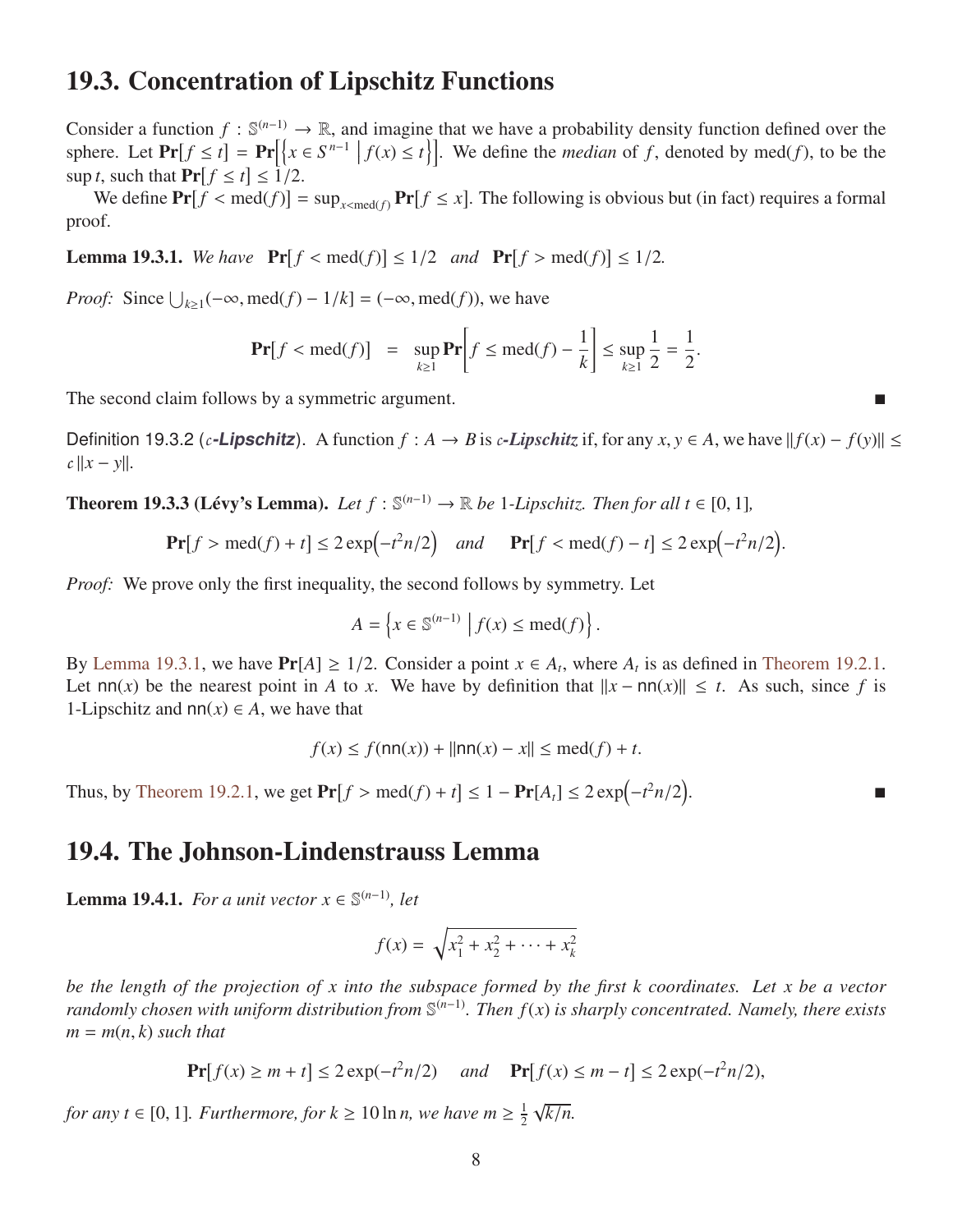## 19.3. Concentration of Lipschitz Functions

Consider a function $f : \mathbb{S}^{(n-1)} \to \mathbb{R}$, and imagine that we have a probability density function defined over the sphere. Let $\mathbf{Pr}[f \le t] = \mathbf{Pr}\Big[\Big\{x \in S^{n-1} \;\Big|\; f(x) \le t\Big\}\Big]$. We define the *median* of $f$, denoted by $\mathrm{med}(f)$, to be the $\sup t$, such that $\mathbf{Pr}[f \le t] \le 1/2$.

We define $\mathbf{Pr}[f < \mathrm{med}(f)] = \sup_{x < \mathrm{med}(f)} \mathbf{Pr}[f \le x]$. The following is obvious but (in fact) requires a formal proof.

**Lemma 19.3.1.** *We have* $\mathbf{Pr}[f < \mathrm{med}(f)] \le 1/2$ *and* $\mathbf{Pr}[f > \mathrm{med}(f)] \le 1/2$.

*Proof:* Since $\bigcup_{k \ge 1}(-\infty, \mathrm{med}(f) - 1/k] = (-\infty, \mathrm{med}(f))$, we have

$$\mathbf{Pr}[f < \mathrm{med}(f)] \;=\; \sup_{k \ge 1} \mathbf{Pr}\left[f \le \mathrm{med}(f) - \frac{1}{k}\right] \le \sup_{k \ge 1} \frac{1}{2} = \frac{1}{2}.$$

The second claim follows by a symmetric argument. ■

Definition 19.3.2 (*c-Lipschitz*). A function $f : A \to B$ is ***c*-Lipschitz** if, for any $x, y \in A$, we have $\|f(x) - f(y)\| \le c\,\|x - y\|$.

**Theorem 19.3.3 (Lévy's Lemma).** *Let $f : \mathbb{S}^{(n-1)} \to \mathbb{R}$ be 1-Lipschitz. Then for all $t \in [0, 1]$,*

$$\mathbf{Pr}[f > \mathrm{med}(f) + t] \le 2\exp\!\left(-t^2 n/2\right) \quad \textit{and} \quad \mathbf{Pr}[f < \mathrm{med}(f) - t] \le 2\exp\!\left(-t^2 n/2\right).$$

*Proof:* We prove only the first inequality, the second follows by symmetry. Let

$$A = \left\{x \in \mathbb{S}^{(n-1)} \;\middle|\; f(x) \le \mathrm{med}(f)\right\}.$$

By Lemma 19.3.1, we have $\mathbf{Pr}[A] \ge 1/2$. Consider a point $x \in A_t$, where $A_t$ is as defined in Theorem 19.2.1. Let $\mathsf{nn}(x)$ be the nearest point in $A$ to $x$. We have by definition that $\|x - \mathsf{nn}(x)\| \le t$. As such, since $f$ is 1-Lipschitz and $\mathsf{nn}(x) \in A$, we have that

$$f(x) \le f(\mathsf{nn}(x)) + \|\mathsf{nn}(x) - x\| \le \mathrm{med}(f) + t.$$

Thus, by Theorem 19.2.1, we get $\mathbf{Pr}[f > \mathrm{med}(f) + t] \le 1 - \mathbf{Pr}[A_t] \le 2\exp\!\left(-t^2 n/2\right)$. ■

## 19.4. The Johnson-Lindenstrauss Lemma

**Lemma 19.4.1.** *For a unit vector $x \in \mathbb{S}^{(n-1)}$, let*

$$f(x) = \sqrt{x_1^2 + x_2^2 + \cdots + x_k^2}$$

*be the length of the projection of $x$ into the subspace formed by the first $k$ coordinates. Let $x$ be a vector randomly chosen with uniform distribution from $\mathbb{S}^{(n-1)}$. Then $f(x)$ is sharply concentrated. Namely, there exists $m = m(n, k)$ such that*

$$\mathbf{Pr}[f(x) \ge m + t] \le 2\exp(-t^2 n/2) \quad \textit{and} \quad \mathbf{Pr}[f(x) \le m - t] \le 2\exp(-t^2 n/2),$$

*for any $t \in [0, 1]$. Furthermore, for $k \ge 10 \ln n$, we have $m \ge \frac{1}{2}\sqrt{k/n}$.*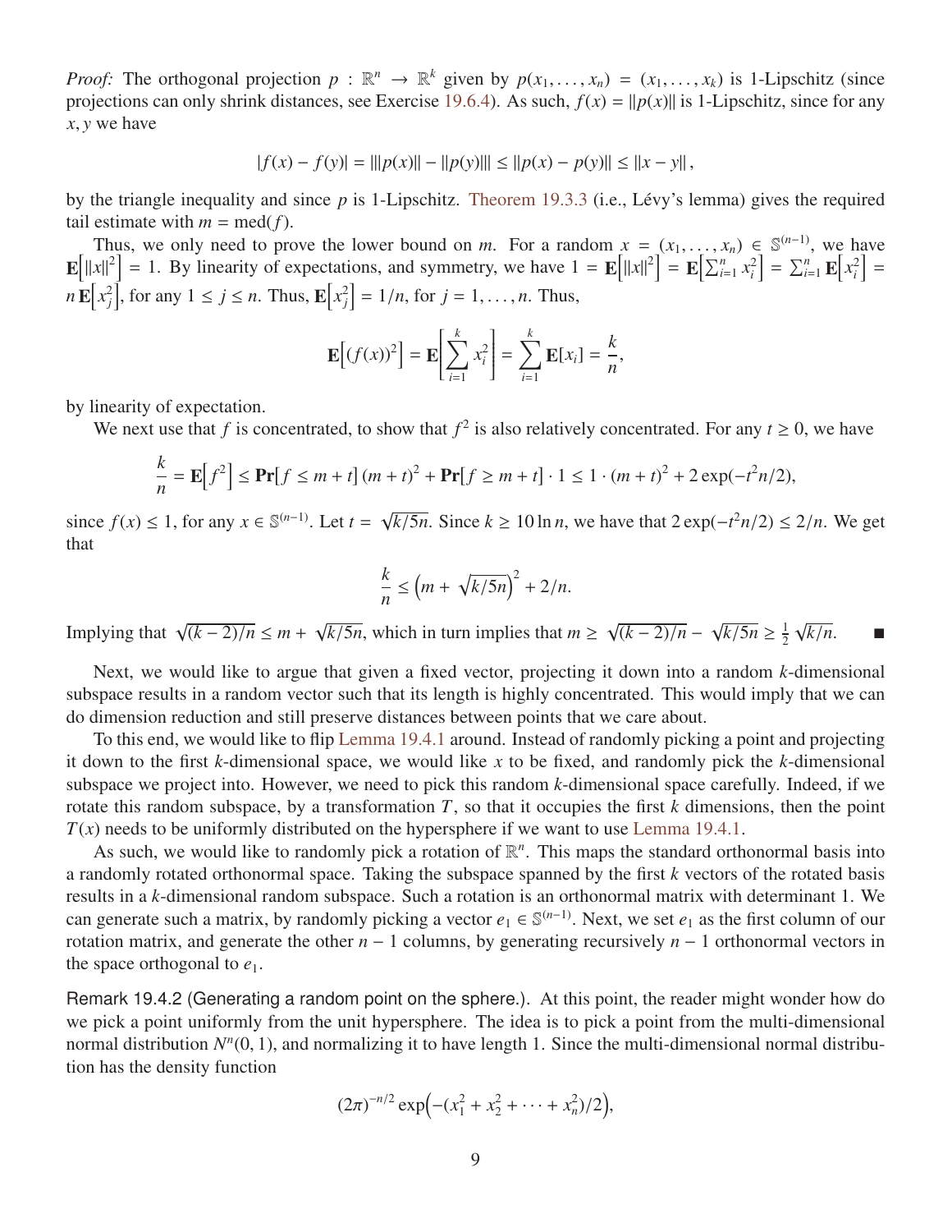*Proof:* The orthogonal projection $p : \mathbb{R}^n \to \mathbb{R}^k$ given by $p(x_1, \ldots, x_n) = (x_1, \ldots, x_k)$ is 1-Lipschitz (since projections can only shrink distances, see Exercise 19.6.4). As such, $f(x) = \|p(x)\|$ is 1-Lipschitz, since for any $x, y$ we have

$$|f(x) - f(y)| = |\|p(x)\| - \|p(y)\|| \le \|p(x) - p(y)\| \le \|x - y\|,$$

by the triangle inequality and since $p$ is 1-Lipschitz. Theorem 19.3.3 (i.e., Lévy's lemma) gives the required tail estimate with $m = \text{med}(f)$.

Thus, we only need to prove the lower bound on $m$. For a random $x = (x_1, \ldots, x_n) \in \mathbb{S}^{(n-1)}$, we have $\mathbf{E}\left[\|x\|^2\right] = 1$. By linearity of expectations, and symmetry, we have $1 = \mathbf{E}\left[\|x\|^2\right] = \mathbf{E}\left[\sum_{i=1}^n x_i^2\right] = \sum_{i=1}^n \mathbf{E}\left[x_i^2\right] = n\,\mathbf{E}\left[x_j^2\right]$, for any $1 \le j \le n$. Thus, $\mathbf{E}\left[x_j^2\right] = 1/n$, for $j = 1, \ldots, n$. Thus,

$$\mathbf{E}\left[(f(x))^2\right] = \mathbf{E}\left[\sum_{i=1}^k x_i^2\right] = \sum_{i=1}^k \mathbf{E}[x_i] = \frac{k}{n},$$

by linearity of expectation.

We next use that $f$ is concentrated, to show that $f^2$ is also relatively concentrated. For any $t \ge 0$, we have

$$\frac{k}{n} = \mathbf{E}\left[f^2\right] \le \mathbf{Pr}[f \le m + t]\,(m+t)^2 + \mathbf{Pr}[f \ge m + t] \cdot 1 \le 1 \cdot (m+t)^2 + 2\exp(-t^2 n/2),$$

since $f(x) \le 1$, for any $x \in \mathbb{S}^{(n-1)}$. Let $t = \sqrt{k/5n}$. Since $k \ge 10 \ln n$, we have that $2\exp(-t^2 n/2) \le 2/n$. We get that

$$\frac{k}{n} \le \left(m + \sqrt{k/5n}\right)^2 + 2/n.$$

Implying that $\sqrt{(k-2)/n} \le m + \sqrt{k/5n}$, which in turn implies that $m \ge \sqrt{(k-2)/n} - \sqrt{k/5n} \ge \frac{1}{2}\sqrt{k/n}$. ■

Next, we would like to argue that given a fixed vector, projecting it down into a random $k$-dimensional subspace results in a random vector such that its length is highly concentrated. This would imply that we can do dimension reduction and still preserve distances between points that we care about.

To this end, we would like to flip Lemma 19.4.1 around. Instead of randomly picking a point and projecting it down to the first $k$-dimensional space, we would like $x$ to be fixed, and randomly pick the $k$-dimensional subspace we project into. However, we need to pick this random $k$-dimensional space carefully. Indeed, if we rotate this random subspace, by a transformation $T$, so that it occupies the first $k$ dimensions, then the point $T(x)$ needs to be uniformly distributed on the hypersphere if we want to use Lemma 19.4.1.

As such, we would like to randomly pick a rotation of $\mathbb{R}^n$. This maps the standard orthonormal basis into a randomly rotated orthonormal space. Taking the subspace spanned by the first $k$ vectors of the rotated basis results in a $k$-dimensional random subspace. Such a rotation is an orthonormal matrix with determinant 1. We can generate such a matrix, by randomly picking a vector $e_1 \in \mathbb{S}^{(n-1)}$. Next, we set $e_1$ as the first column of our rotation matrix, and generate the other $n-1$ columns, by generating recursively $n-1$ orthonormal vectors in the space orthogonal to $e_1$.

Remark 19.4.2 (Generating a random point on the sphere.). At this point, the reader might wonder how do we pick a point uniformly from the unit hypersphere. The idea is to pick a point from the multi-dimensional normal distribution $N^n(0,1)$, and normalizing it to have length 1. Since the multi-dimensional normal distribution has the density function

$$(2\pi)^{-n/2}\exp\left(-(x_1^2 + x_2^2 + \cdots + x_n^2)/2\right),$$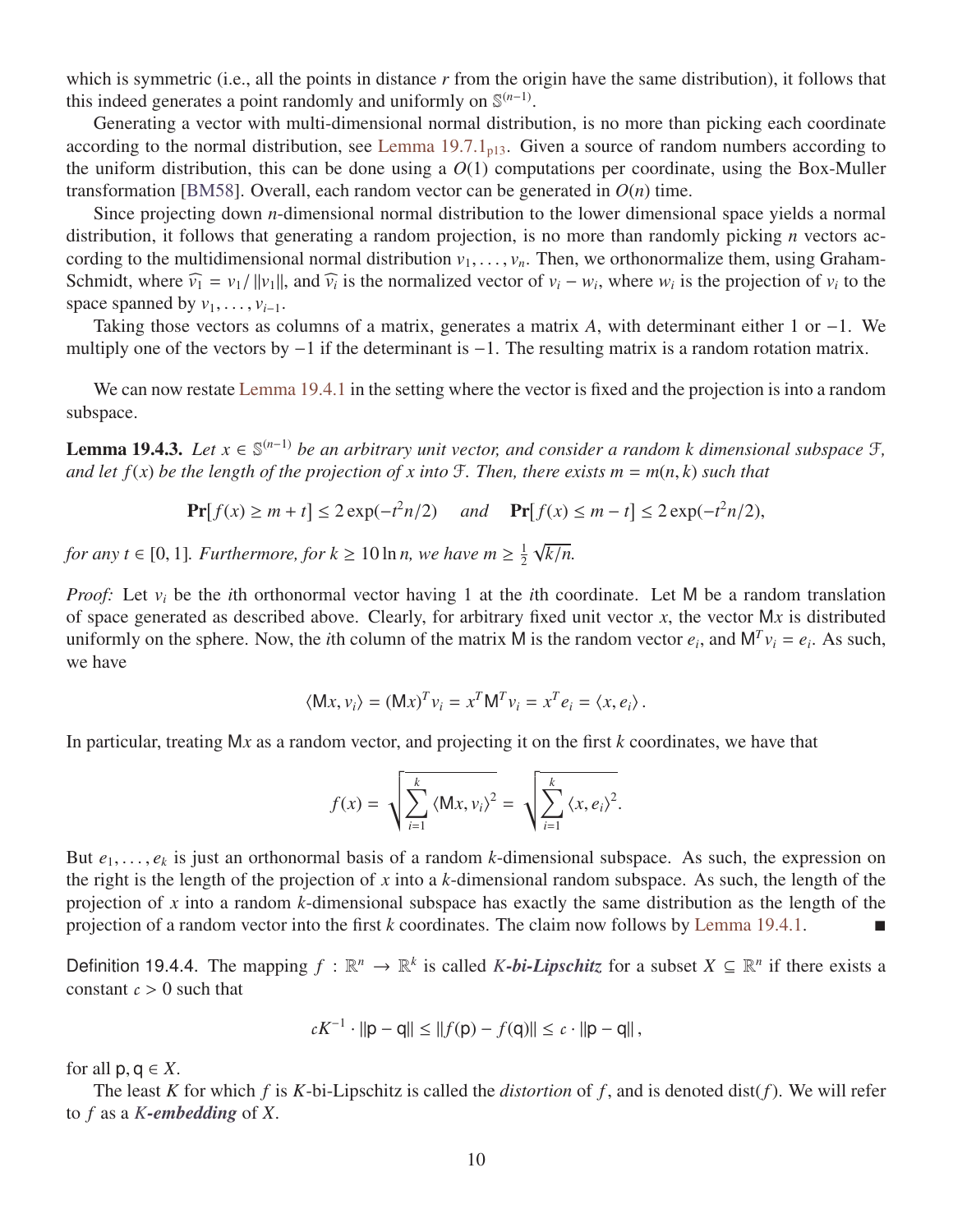which is symmetric (i.e., all the points in distance $r$ from the origin have the same distribution), it follows that this indeed generates a point randomly and uniformly on $\mathbb{S}^{(n-1)}$.

Generating a vector with multi-dimensional normal distribution, is no more than picking each coordinate according to the normal distribution, see Lemma 19.7.1$_{p13}$. Given a source of random numbers according to the uniform distribution, this can be done using a $O(1)$ computations per coordinate, using the Box-Muller transformation [BM58]. Overall, each random vector can be generated in $O(n)$ time.

Since projecting down $n$-dimensional normal distribution to the lower dimensional space yields a normal distribution, it follows that generating a random projection, is no more than randomly picking $n$ vectors according to the multidimensional normal distribution $v_1, \ldots, v_n$. Then, we orthonormalize them, using Graham-Schmidt, where $\widehat{v_1} = v_1 / \|v_1\|$, and $\widehat{v_i}$ is the normalized vector of $v_i - w_i$, where $w_i$ is the projection of $v_i$ to the space spanned by $v_1, \ldots, v_{i-1}$.

Taking those vectors as columns of a matrix, generates a matrix $A$, with determinant either 1 or $-1$. We multiply one of the vectors by $-1$ if the determinant is $-1$. The resulting matrix is a random rotation matrix.

We can now restate Lemma 19.4.1 in the setting where the vector is fixed and the projection is into a random subspace.

**Lemma 19.4.3.** *Let $x \in \mathbb{S}^{(n-1)}$ be an arbitrary unit vector, and consider a random $k$ dimensional subspace $\mathcal{F}$, and let $f(x)$ be the length of the projection of $x$ into $\mathcal{F}$. Then, there exists $m = m(n, k)$ such that*

$$\mathbf{Pr}[f(x) \geq m + t] \leq 2\exp(-t^2 n/2) \quad \textit{and} \quad \mathbf{Pr}[f(x) \leq m - t] \leq 2\exp(-t^2 n/2),$$

*for any $t \in [0, 1]$. Furthermore, for $k \geq 10 \ln n$, we have $m \geq \frac{1}{2}\sqrt{k/n}$.*

*Proof:* Let $v_i$ be the $i$th orthonormal vector having 1 at the $i$th coordinate. Let $\mathsf{M}$ be a random translation of space generated as described above. Clearly, for arbitrary fixed unit vector $x$, the vector $\mathsf{M}x$ is distributed uniformly on the sphere. Now, the $i$th column of the matrix $\mathsf{M}$ is the random vector $e_i$, and $\mathsf{M}^T v_i = e_i$. As such, we have

$$\langle \mathsf{M}x, v_i \rangle = (\mathsf{M}x)^T v_i = x^T \mathsf{M}^T v_i = x^T e_i = \langle x, e_i \rangle .$$

In particular, treating $\mathsf{M}x$ as a random vector, and projecting it on the first $k$ coordinates, we have that

$$f(x) = \sqrt{\sum_{i=1}^{k} \langle \mathsf{M}x, v_i \rangle^2} = \sqrt{\sum_{i=1}^{k} \langle x, e_i \rangle^2}.$$

But $e_1, \ldots, e_k$ is just an orthonormal basis of a random $k$-dimensional subspace. As such, the expression on the right is the length of the projection of $x$ into a $k$-dimensional random subspace. As such, the length of the projection of $x$ into a random $k$-dimensional subspace has exactly the same distribution as the length of the projection of a random vector into the first $k$ coordinates. The claim now follows by Lemma 19.4.1. ■

Definition 19.4.4. The mapping $f : \mathbb{R}^n \to \mathbb{R}^k$ is called ***K-bi-Lipschitz*** for a subset $X \subseteq \mathbb{R}^n$ if there exists a constant $c > 0$ such that

$$cK^{-1} \cdot \|\mathsf{p} - \mathsf{q}\| \leq \|f(\mathsf{p}) - f(\mathsf{q})\| \leq c \cdot \|\mathsf{p} - \mathsf{q}\|,$$

for all $\mathsf{p}, \mathsf{q} \in X$.

The least $K$ for which $f$ is $K$-bi-Lipschitz is called the *distortion* of $f$, and is denoted $\mathrm{dist}(f)$. We will refer to $f$ as a ***K-embedding*** of $X$.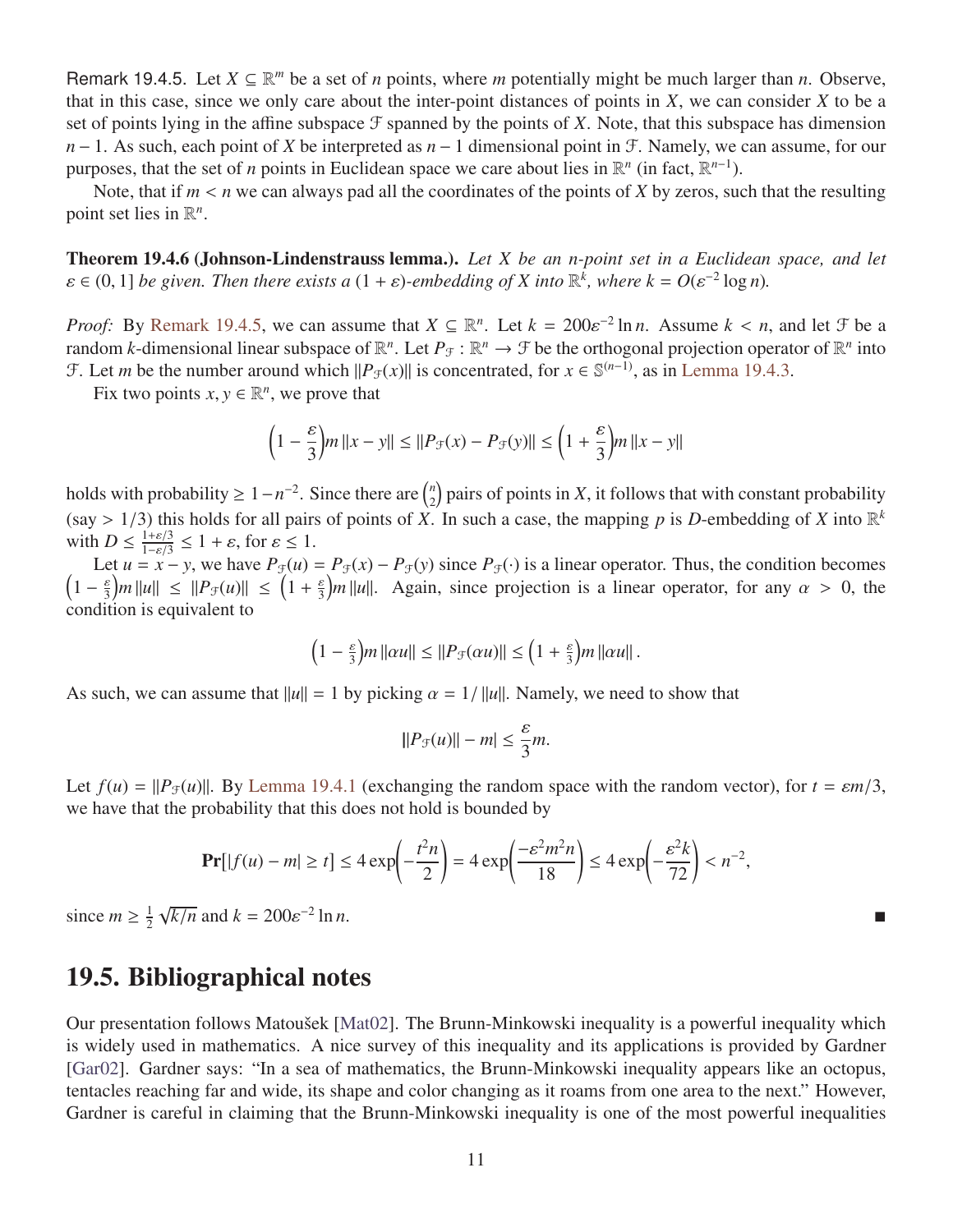Remark 19.4.5. Let $X \subseteq \mathbb{R}^m$ be a set of $n$ points, where $m$ potentially might be much larger than $n$. Observe, that in this case, since we only care about the inter-point distances of points in $X$, we can consider $X$ to be a set of points lying in the affine subspace $\mathcal{F}$ spanned by the points of $X$. Note, that this subspace has dimension $n-1$. As such, each point of $X$ be interpreted as $n-1$ dimensional point in $\mathcal{F}$. Namely, we can assume, for our purposes, that the set of $n$ points in Euclidean space we care about lies in $\mathbb{R}^n$ (in fact, $\mathbb{R}^{n-1}$).

Note, that if $m < n$ we can always pad all the coordinates of the points of $X$ by zeros, such that the resulting point set lies in $\mathbb{R}^n$.

**Theorem 19.4.6 (Johnson-Lindenstrauss lemma.).** *Let $X$ be an $n$-point set in a Euclidean space, and let $\varepsilon \in (0, 1]$ be given. Then there exists a $(1+\varepsilon)$-embedding of $X$ into $\mathbb{R}^k$, where $k = O(\varepsilon^{-2} \log n)$.*

*Proof:* By Remark 19.4.5, we can assume that $X \subseteq \mathbb{R}^n$. Let $k = 200\varepsilon^{-2} \ln n$. Assume $k < n$, and let $\mathcal{F}$ be a random $k$-dimensional linear subspace of $\mathbb{R}^n$. Let $P_{\mathcal{F}} : \mathbb{R}^n \to \mathcal{F}$ be the orthogonal projection operator of $\mathbb{R}^n$ into $\mathcal{F}$. Let $m$ be the number around which $\|P_{\mathcal{F}}(x)\|$ is concentrated, for $x \in \mathbb{S}^{(n-1)}$, as in Lemma 19.4.3.

Fix two points $x, y \in \mathbb{R}^n$, we prove that

$$\left(1 - \frac{\varepsilon}{3}\right)m \|x-y\| \le \|P_{\mathcal{F}}(x) - P_{\mathcal{F}}(y)\| \le \left(1 + \frac{\varepsilon}{3}\right)m \|x-y\|$$

holds with probability $\ge 1 - n^{-2}$. Since there are $\binom{n}{2}$ pairs of points in $X$, it follows that with constant probability (say $> 1/3$) this holds for all pairs of points of $X$. In such a case, the mapping $p$ is $D$-embedding of $X$ into $\mathbb{R}^k$ with $D \le \frac{1+\varepsilon/3}{1-\varepsilon/3} \le 1 + \varepsilon$, for $\varepsilon \le 1$.

Let $u = x - y$, we have $P_{\mathcal{F}}(u) = P_{\mathcal{F}}(x) - P_{\mathcal{F}}(y)$ since $P_{\mathcal{F}}(\cdot)$ is a linear operator. Thus, the condition becomes $\left(1 - \frac{\varepsilon}{3}\right)m \|u\| \le \|P_{\mathcal{F}}(u)\| \le \left(1 + \frac{\varepsilon}{3}\right)m \|u\|$. Again, since projection is a linear operator, for any $\alpha > 0$, the condition is equivalent to

$$\left(1 - \tfrac{\varepsilon}{3}\right)m \|\alpha u\| \le \|P_{\mathcal{F}}(\alpha u)\| \le \left(1 + \tfrac{\varepsilon}{3}\right)m \|\alpha u\|.$$

As such, we can assume that $\|u\| = 1$ by picking $\alpha = 1/\|u\|$. Namely, we need to show that

$$\big|\|P_{\mathcal{F}}(u)\| - m\big| \le \frac{\varepsilon}{3} m.$$

Let $f(u) = \|P_{\mathcal{F}}(u)\|$. By Lemma 19.4.1 (exchanging the random space with the random vector), for $t = \varepsilon m/3$, we have that the probability that this does not hold is bounded by

$$\mathbf{Pr}\big[|f(u) - m| \ge t\big] \le 4\exp\left(-\frac{t^2 n}{2}\right) = 4\exp\left(\frac{-\varepsilon^2 m^2 n}{18}\right) \le 4\exp\left(-\frac{\varepsilon^2 k}{72}\right) < n^{-2},$$

since $m \ge \frac{1}{2}\sqrt{k/n}$ and $k = 200\varepsilon^{-2} \ln n$. ∎

## 19.5. Bibliographical notes

Our presentation follows Matoušek [Mat02]. The Brunn-Minkowski inequality is a powerful inequality which is widely used in mathematics. A nice survey of this inequality and its applications is provided by Gardner [Gar02]. Gardner says: "In a sea of mathematics, the Brunn-Minkowski inequality appears like an octopus, tentacles reaching far and wide, its shape and color changing as it roams from one area to the next." However, Gardner is careful in claiming that the Brunn-Minkowski inequality is one of the most powerful inequalities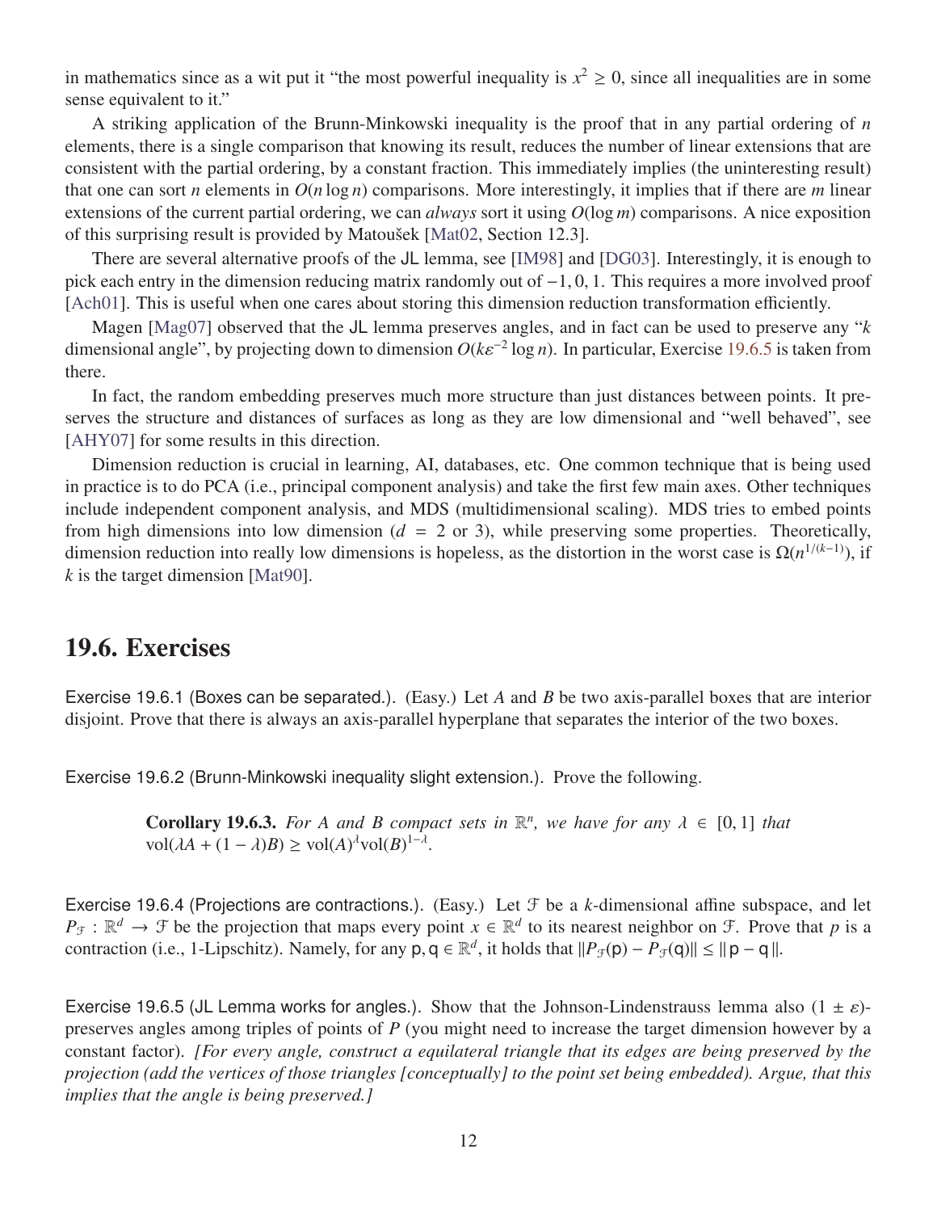in mathematics since as a wit put it "the most powerful inequality is $x^2 \geq 0$, since all inequalities are in some sense equivalent to it."

A striking application of the Brunn-Minkowski inequality is the proof that in any partial ordering of $n$ elements, there is a single comparison that knowing its result, reduces the number of linear extensions that are consistent with the partial ordering, by a constant fraction. This immediately implies (the uninteresting result) that one can sort $n$ elements in $O(n \log n)$ comparisons. More interestingly, it implies that if there are $m$ linear extensions of the current partial ordering, we can *always* sort it using $O(\log m)$ comparisons. A nice exposition of this surprising result is provided by Matoušek [Mat02, Section 12.3].

There are several alternative proofs of the JL lemma, see [IM98] and [DG03]. Interestingly, it is enough to pick each entry in the dimension reducing matrix randomly out of $-1, 0, 1$. This requires a more involved proof [Ach01]. This is useful when one cares about storing this dimension reduction transformation efficiently.

Magen [Mag07] observed that the JL lemma preserves angles, and in fact can be used to preserve any "$k$ dimensional angle", by projecting down to dimension $O(k\varepsilon^{-2} \log n)$. In particular, Exercise 19.6.5 is taken from there.

In fact, the random embedding preserves much more structure than just distances between points. It preserves the structure and distances of surfaces as long as they are low dimensional and "well behaved", see [AHY07] for some results in this direction.

Dimension reduction is crucial in learning, AI, databases, etc. One common technique that is being used in practice is to do PCA (i.e., principal component analysis) and take the first few main axes. Other techniques include independent component analysis, and MDS (multidimensional scaling). MDS tries to embed points from high dimensions into low dimension ($d = 2$ or 3), while preserving some properties. Theoretically, dimension reduction into really low dimensions is hopeless, as the distortion in the worst case is $\Omega(n^{1/(k-1)})$, if $k$ is the target dimension [Mat90].

## 19.6. Exercises

Exercise 19.6.1 (Boxes can be separated.). (Easy.) Let $A$ and $B$ be two axis-parallel boxes that are interior disjoint. Prove that there is always an axis-parallel hyperplane that separates the interior of the two boxes.

Exercise 19.6.2 (Brunn-Minkowski inequality slight extension.). Prove the following.

> **Corollary 19.6.3.** *For $A$ and $B$ compact sets in $\mathbb{R}^n$, we have for any $\lambda \in [0, 1]$ that* $\mathrm{vol}(\lambda A + (1 - \lambda)B) \geq \mathrm{vol}(A)^{\lambda} \mathrm{vol}(B)^{1-\lambda}$.

Exercise 19.6.4 (Projections are contractions.). (Easy.) Let $\mathcal{F}$ be a $k$-dimensional affine subspace, and let $P_{\mathcal{F}} : \mathbb{R}^d \to \mathcal{F}$ be the projection that maps every point $x \in \mathbb{R}^d$ to its nearest neighbor on $\mathcal{F}$. Prove that $p$ is a contraction (i.e., 1-Lipschitz). Namely, for any $\mathsf{p}, \mathsf{q} \in \mathbb{R}^d$, it holds that $\|P_{\mathcal{F}}(\mathsf{p}) - P_{\mathcal{F}}(\mathsf{q})\| \leq \|\mathsf{p} - \mathsf{q}\|$.

Exercise 19.6.5 (JL Lemma works for angles.). Show that the Johnson-Lindenstrauss lemma also $(1 \pm \varepsilon)$-preserves angles among triples of points of $P$ (you might need to increase the target dimension however by a constant factor). *[For every angle, construct a equilateral triangle that its edges are being preserved by the projection (add the vertices of those triangles [conceptually] to the point set being embedded). Argue, that this implies that the angle is being preserved.]*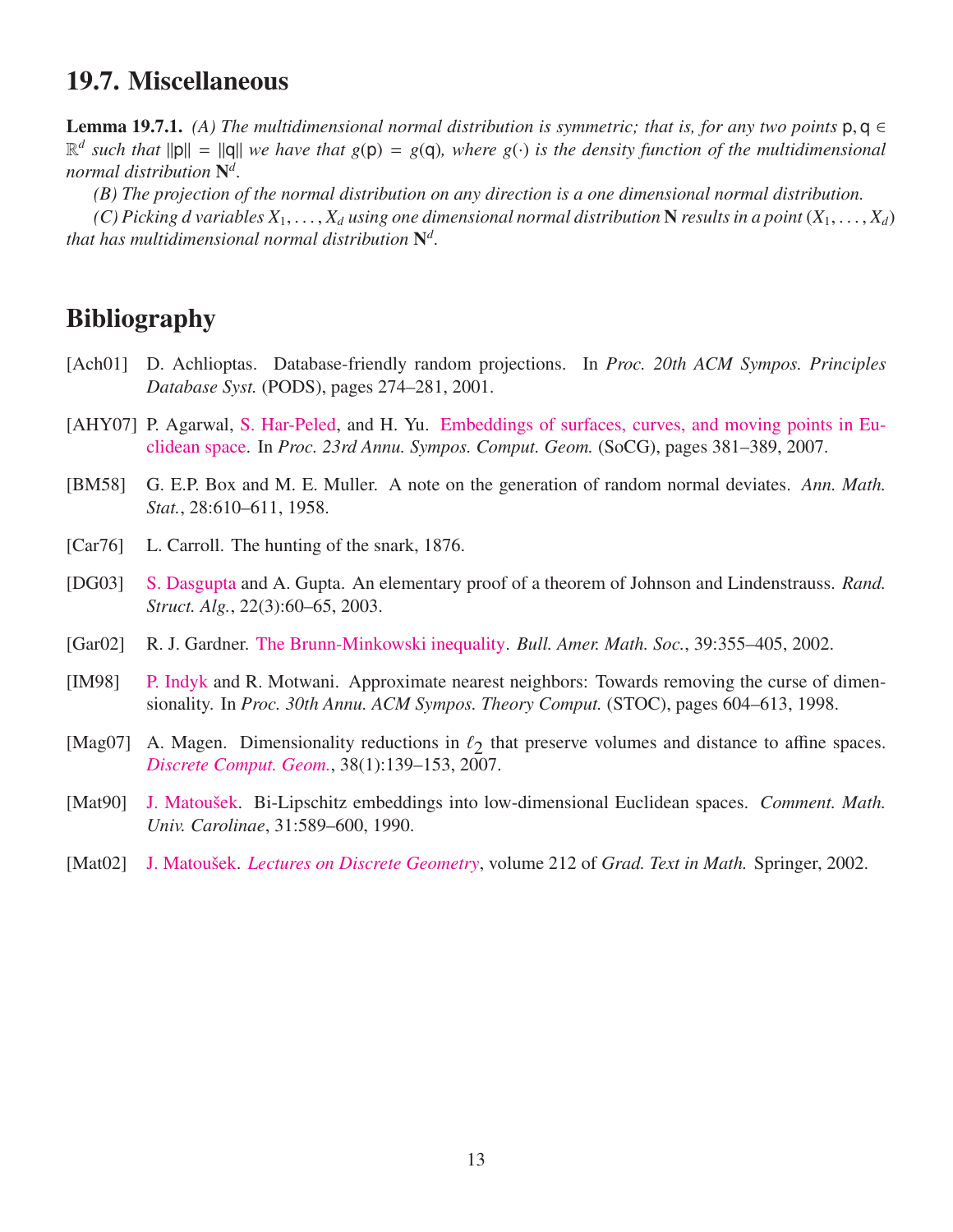## 19.7. Miscellaneous

**Lemma 19.7.1.** *(A) The multidimensional normal distribution is symmetric; that is, for any two points* $\mathsf{p}, \mathsf{q} \in \mathbb{R}^d$ *such that* $\|\mathsf{p}\| = \|\mathsf{q}\|$ *we have that* $g(\mathsf{p}) = g(\mathsf{q})$*, where* $g(\cdot)$ *is the density function of the multidimensional normal distribution* $\mathbf{N}^d$.

*(B) The projection of the normal distribution on any direction is a one dimensional normal distribution.*

*(C) Picking* $d$ *variables* $X_1, \ldots, X_d$ *using one dimensional normal distribution* $\mathbf{N}$ *results in a point* $(X_1, \ldots, X_d)$ *that has multidimensional normal distribution* $\mathbf{N}^d$.

# Bibliography

[Ach01] D. Achlioptas. Database-friendly random projections. In *Proc. 20th ACM Sympos. Principles Database Syst.* (PODS), pages 274–281, 2001.

[AHY07] P. Agarwal, S. Har-Peled, and H. Yu. Embeddings of surfaces, curves, and moving points in Euclidean space. In *Proc. 23rd Annu. Sympos. Comput. Geom.* (SoCG), pages 381–389, 2007.

[BM58] G. E.P. Box and M. E. Muller. A note on the generation of random normal deviates. *Ann. Math. Stat.*, 28:610–611, 1958.

[Car76] L. Carroll. The hunting of the snark, 1876.

[DG03] S. Dasgupta and A. Gupta. An elementary proof of a theorem of Johnson and Lindenstrauss. *Rand. Struct. Alg.*, 22(3):60–65, 2003.

[Gar02] R. J. Gardner. The Brunn-Minkowski inequality. *Bull. Amer. Math. Soc.*, 39:355–405, 2002.

[IM98] P. Indyk and R. Motwani. Approximate nearest neighbors: Towards removing the curse of dimensionality. In *Proc. 30th Annu. ACM Sympos. Theory Comput.* (STOC), pages 604–613, 1998.

[Mag07] A. Magen. Dimensionality reductions in $\ell_2$ that preserve volumes and distance to affine spaces. *Discrete Comput. Geom.*, 38(1):139–153, 2007.

[Mat90] J. Matoušek. Bi-Lipschitz embeddings into low-dimensional Euclidean spaces. *Comment. Math. Univ. Carolinae*, 31:589–600, 1990.

[Mat02] J. Matoušek. *Lectures on Discrete Geometry*, volume 212 of *Grad. Text in Math.* Springer, 2002.